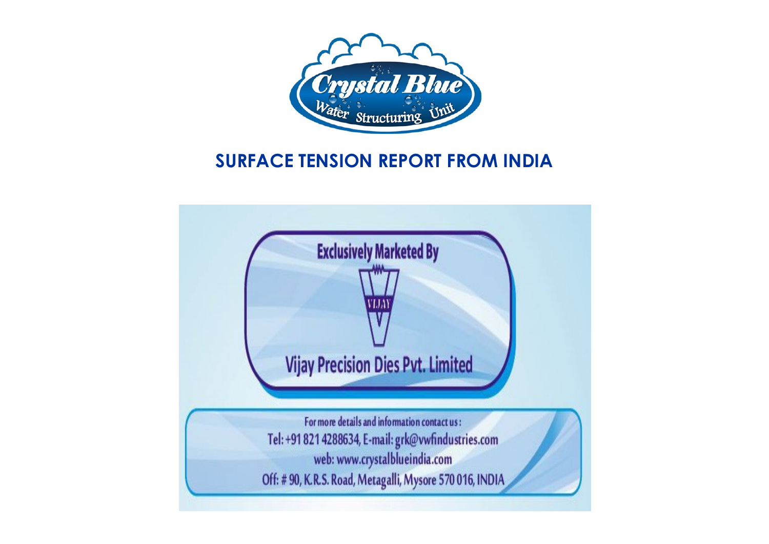Crystal Blue
Water Structuring Unit

# SURFACE TENSION REPORT FROM INDIA

Exclusively Marketed By

VIJAY

Vijay Precision Dies Pvt. Limited

For more details and information contact us:

Tel: +91 821 4288634, E-mail: grk@vwfindustries.com

web: www.crystalblueindia.com

Off: # 90, K.R.S. Road, Metagalli, Mysore 570 016, INDIA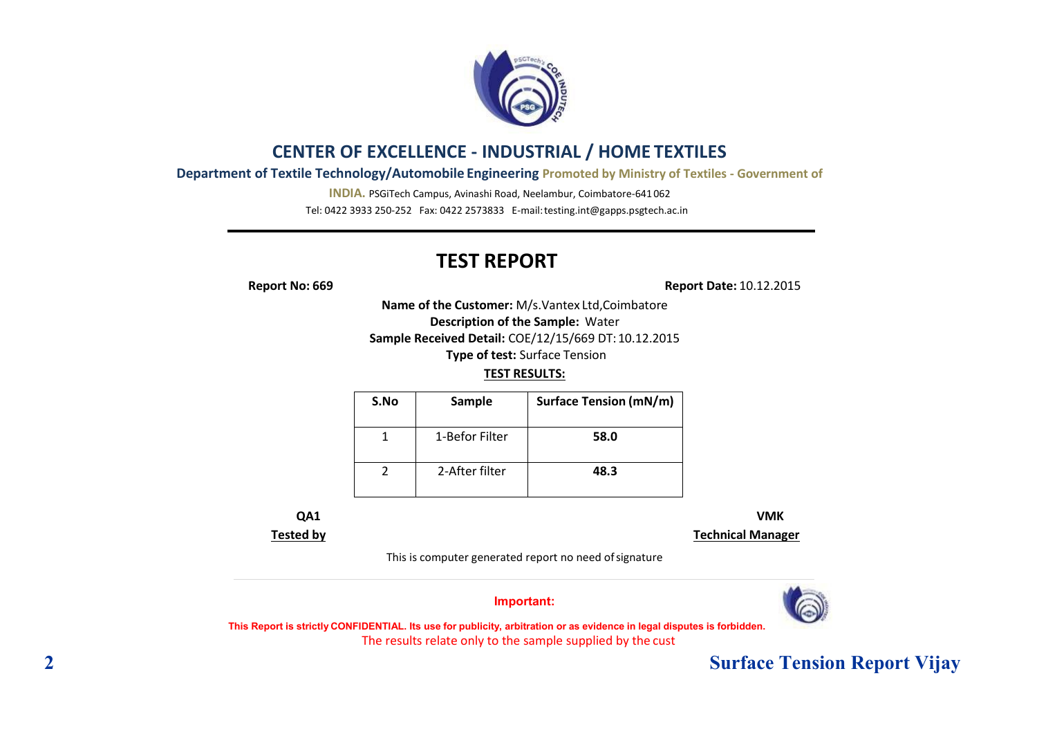# CENTER OF EXCELLENCE - INDUSTRIAL / HOME TEXTILES

**Department of Textile Technology/Automobile Engineering** **Promoted by Ministry of Textiles - Government of INDIA.** PSGiTech Campus, Avinashi Road, Neelambur, Coimbatore-641 062

Tel: 0422 3933 250-252 Fax: 0422 2573833 E-mail: testing.int@gapps.psgtech.ac.in

---

## TEST REPORT

**Report No: 669** **Report Date:** 10.12.2015

**Name of the Customer:** M/s.Vantex Ltd,Coimbatore

**Description of the Sample:** Water

**Sample Received Detail:** COE/12/15/669 DT: 10.12.2015

**Type of test:** Surface Tension

**TEST RESULTS:**

| S.No | Sample | Surface Tension (mN/m) |
|---|---|---|
| 1 | 1-Befor Filter | **58.0** |
| 2 | 2-After filter | **48.3** |

**QA1**
**Tested by**

**VMK**
**Technical Manager**

This is computer generated report no need of signature

---

**Important:**

**This Report is strictly CONFIDENTIAL. Its use for publicity, arbitration or as evidence in legal disputes is forbidden.**

The results relate only to the sample supplied by the cust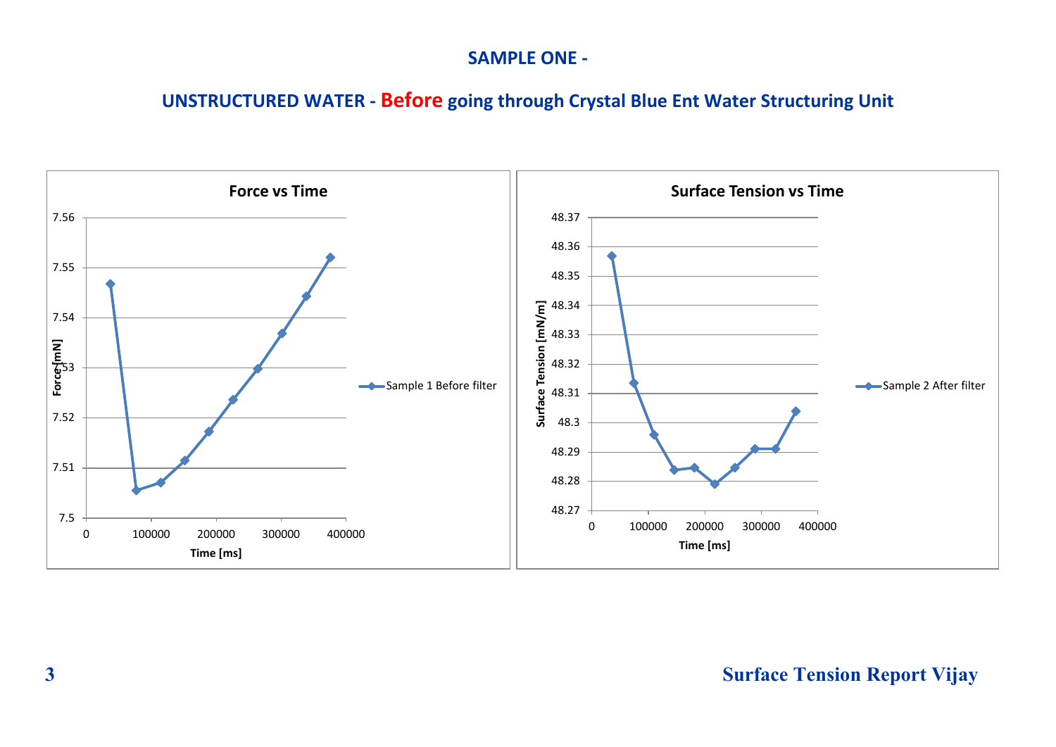## SAMPLE ONE -

## UNSTRUCTURED WATER - Before going through Crystal Blue Ent Water Structuring Unit

**Force vs Time**

Force [mN]: 7.5, 7.51, 7.52, 7.53, 7.54, 7.55, 7.56

Time [ms]: 0, 100000, 200000, 300000, 400000

Sample 1 Before filter

**Surface Tension vs Time**

Surface Tension [mN/m]: 48.27, 48.28, 48.29, 48.3, 48.31, 48.32, 48.33, 48.34, 48.35, 48.36, 48.37

Time [ms]: 0, 100000, 200000, 300000, 400000

Sample 2 After filter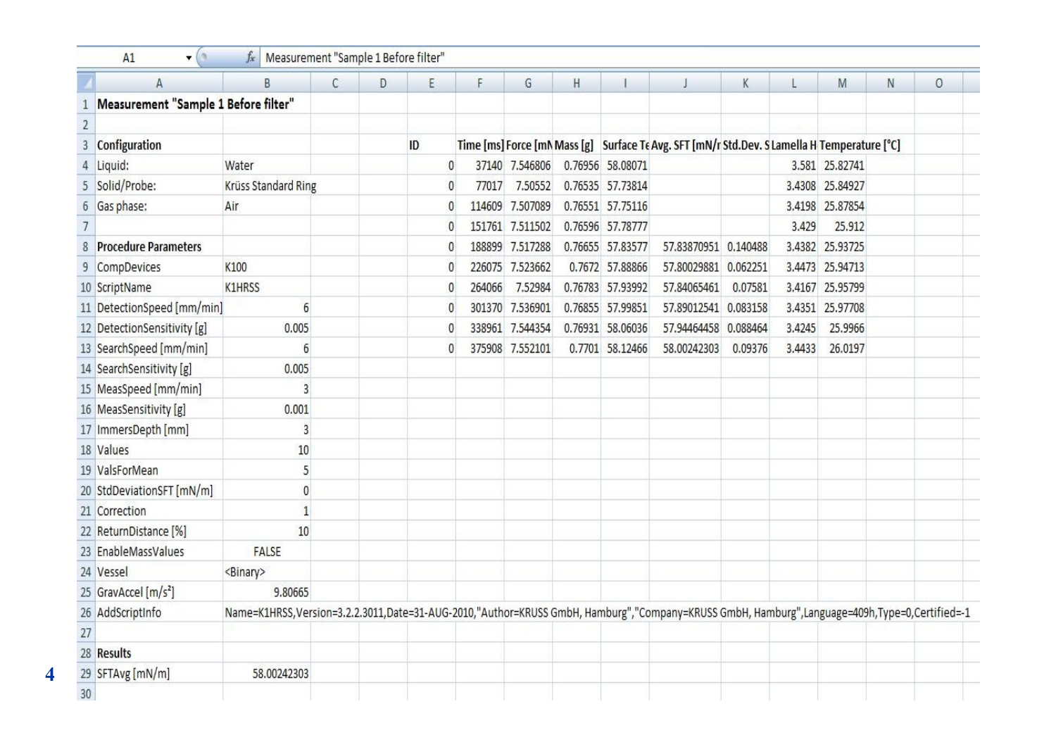Measurement "Sample 1 Before filter"

| | A | B |
|---|---|---|
| 1 | **Measurement "Sample 1 Before filter"** | |
| 2 | | |
| 3 | **Configuration** | |
| 4 | Liquid: | Water |
| 5 | Solid/Probe: | Krüss Standard Ring |
| 6 | Gas phase: | Air |
| 7 | | |
| 8 | **Procedure Parameters** | |
| 9 | CompDevices | K100 |
| 10 | ScriptName | K1HRSS |
| 11 | DetectionSpeed [mm/min] | 6 |
| 12 | DetectionSensitivity [g] | 0.005 |
| 13 | SearchSpeed [mm/min] | 6 |
| 14 | SearchSensitivity [g] | 0.005 |
| 15 | MeasSpeed [mm/min] | 3 |
| 16 | MeasSensitivity [g] | 0.001 |
| 17 | ImmersDepth [mm] | 3 |
| 18 | Values | 10 |
| 19 | ValsForMean | 5 |
| 20 | StdDeviationSFT [mN/m] | 0 |
| 21 | Correction | 1 |
| 22 | ReturnDistance [%] | 10 |
| 23 | EnableMassValues | FALSE |
| 24 | Vessel | <Binary> |
| 25 | GravAccel [m/s²] | 9.80665 |
| 26 | AddScriptInfo | Name=K1HRSS,Version=3.2.2.3011,Date=31-AUG-2010,"Author=KRUSS GmbH, Hamburg","Company=KRUSS GmbH, Hamburg",Language=409h,Type=0,Certified=-1 |
| 27 | | |
| 28 | **Results** | |
| 29 | SFTAvg [mN/m] | 58.00242303 |
| 30 | | |

| ID | Time [ms] | Force [mN | Mass [g] | Surface Te | Avg. SFT [mN/r | Std.Dev. S | Lamella H | Temperature [°C] |
|---|---|---|---|---|---|---|---|---|
| 0 | 37140 | 7.546806 | 0.76956 | 58.08071 | | | 3.581 | 25.82741 |
| 0 | 77017 | 7.50552 | 0.76535 | 57.73814 | | | 3.4308 | 25.84927 |
| 0 | 114609 | 7.507089 | 0.76551 | 57.75116 | | | 3.4198 | 25.87854 |
| 0 | 151761 | 7.511502 | 0.76596 | 57.78777 | | | 3.429 | 25.912 |
| 0 | 188899 | 7.517288 | 0.76655 | 57.83577 | 57.83870951 | 0.140488 | 3.4382 | 25.93725 |
| 0 | 226075 | 7.523662 | 0.7672 | 57.88866 | 57.80029881 | 0.062251 | 3.4473 | 25.94713 |
| 0 | 264066 | 7.52984 | 0.76783 | 57.93992 | 57.84065461 | 0.07581 | 3.4167 | 25.95799 |
| 0 | 301370 | 7.536901 | 0.76855 | 57.99851 | 57.89012541 | 0.083158 | 3.4351 | 25.97708 |
| 0 | 338961 | 7.544354 | 0.76931 | 58.06036 | 57.94464458 | 0.088464 | 3.4245 | 25.9966 |
| 0 | 375908 | 7.552101 | 0.7701 | 58.12466 | 58.00242303 | 0.09376 | 3.4433 | 26.0197 |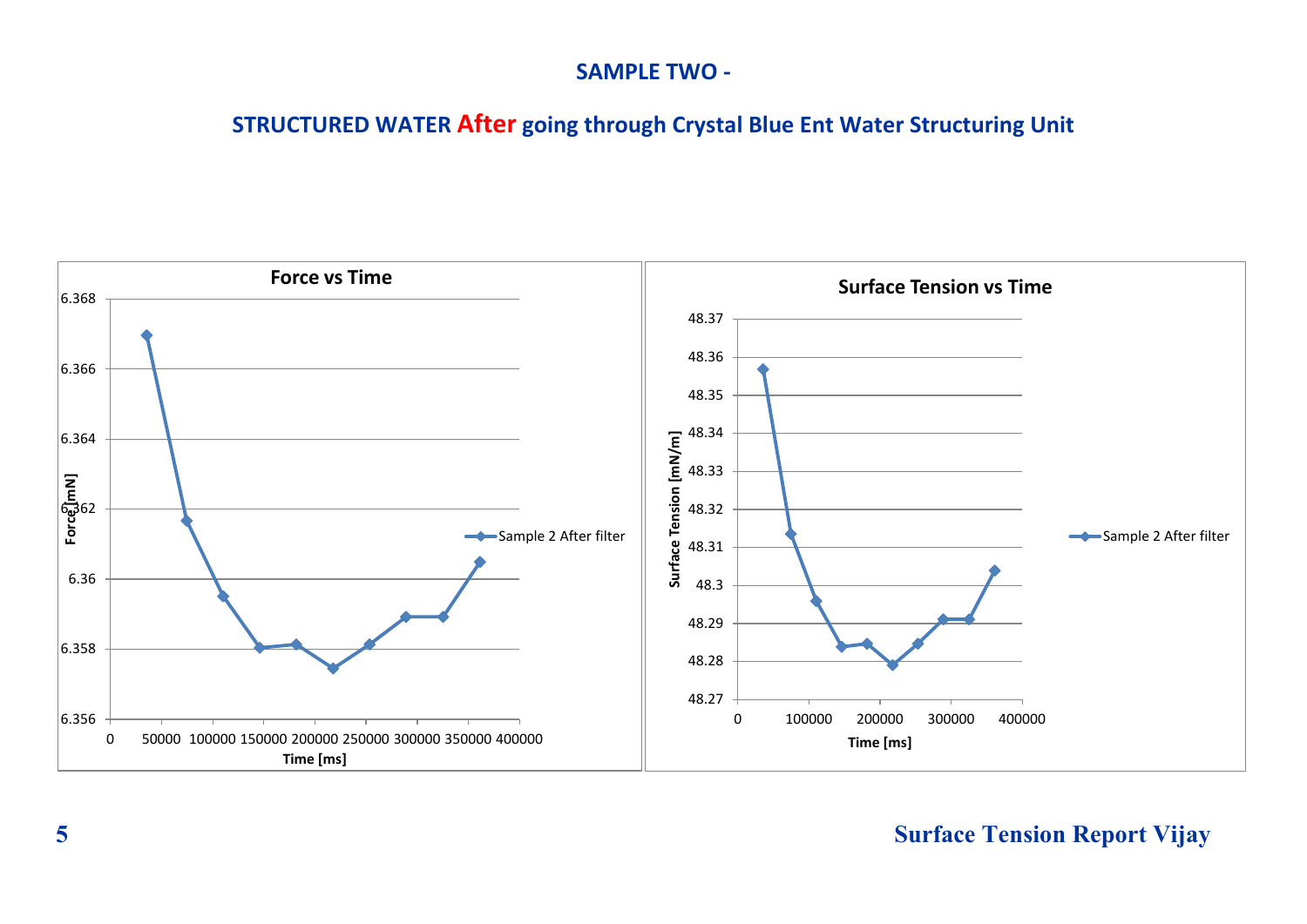## SAMPLE TWO -

## STRUCTURED WATER After going through Crystal Blue Ent Water Structuring Unit

**Force vs Time**

Force [mN]

6.368
6.366
6.364
6.362
6.36
6.358
6.356

0 50000 100000 150000 200000 250000 300000 350000 400000

Time [ms]

Sample 2 After filter

**Surface Tension vs Time**

Surface Tension [mN/m]

48.37
48.36
48.35
48.34
48.33
48.32
48.31
48.3
48.29
48.28
48.27

0 100000 200000 300000 400000

Time [ms]

Sample 2 After filter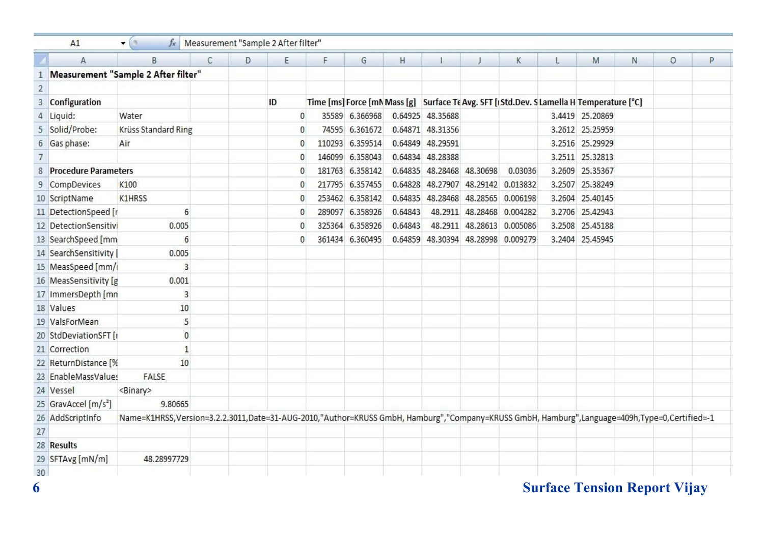| | | | | | | | | | | | | | | | |
|---|---|---|---|---|---|---|---|---|---|---|---|---|---|---|---|
| Measurement "Sample 2 After filter" | | | | | | | | | | | | | | | |
| | | | | | | | | | | | | | | | |
| Configuration | | | | ID | Time [ms] | Force [mN | Mass [g] | Surface Te | Avg. SFT [ | Std.Dev. S | Lamella H | Temperature [°C] | | | |
| Liquid: | Water | | | 0 | 35589 | 6.366968 | 0.64925 | 48.35688 | | | 3.4419 | 25.20869 | | | |
| Solid/Probe: | Krüss Standard Ring | | | 0 | 74595 | 6.361672 | 0.64871 | 48.31356 | | | 3.2612 | 25.25959 | | | |
| Gas phase: | Air | | | 0 | 110293 | 6.359514 | 0.64849 | 48.29591 | | | 3.2516 | 25.29929 | | | |
| | | | | 0 | 146099 | 6.358043 | 0.64834 | 48.28388 | | | 3.2511 | 25.32813 | | | |
| Procedure Parameters | | | | 0 | 181763 | 6.358142 | 0.64835 | 48.28468 | 48.30698 | 0.03036 | 3.2609 | 25.35367 | | | |
| CompDevices | K100 | | | 0 | 217795 | 6.357455 | 0.64828 | 48.27907 | 48.29142 | 0.013832 | 3.2507 | 25.38249 | | | |
| ScriptName | K1HRSS | | | 0 | 253462 | 6.358142 | 0.64835 | 48.28468 | 48.28565 | 0.006198 | 3.2604 | 25.40145 | | | |
| DetectionSpeed [r | 6 | | | 0 | 289097 | 6.358926 | 0.64843 | 48.2911 | 48.28468 | 0.004282 | 3.2706 | 25.42943 | | | |
| DetectionSensitivi | 0.005 | | | 0 | 325364 | 6.358926 | 0.64843 | 48.2911 | 48.28613 | 0.005086 | 3.2508 | 25.45188 | | | |
| SearchSpeed [mm | 6 | | | 0 | 361434 | 6.360495 | 0.64859 | 48.30394 | 48.28998 | 0.009279 | 3.2404 | 25.45945 | | | |
| SearchSensitivity [ | 0.005 | | | | | | | | | | | | | | |
| MeasSpeed [mm/ | 3 | | | | | | | | | | | | | | |
| MeasSensitivity [g | 0.001 | | | | | | | | | | | | | | |
| ImmersDepth [mn | 3 | | | | | | | | | | | | | | |
| Values | 10 | | | | | | | | | | | | | | |
| ValsForMean | 5 | | | | | | | | | | | | | | |
| StdDeviationSFT [ | 0 | | | | | | | | | | | | | | |
| Correction | 1 | | | | | | | | | | | | | | |
| ReturnDistance [% | 10 | | | | | | | | | | | | | | |
| EnableMassValue: | FALSE | | | | | | | | | | | | | | |
| Vessel | <Binary> | | | | | | | | | | | | | | |
| GravAccel [m/s²] | 9.80665 | | | | | | | | | | | | | | |
| AddScriptInfo | Name=K1HRSS,Version=3.2.2.3011,Date=31-AUG-2010,"Author=KRUSS GmbH, Hamburg","Company=KRUSS GmbH, Hamburg",Language=409h,Type=0,Certified=-1 | | | | | | | | | | | | | | |
| | | | | | | | | | | | | | | | |
| Results | | | | | | | | | | | | | | | |
| SFTAvg [mN/m] | 48.28997729 | | | | | | | | | | | | | | |

**Surface Tension Report Vijay**